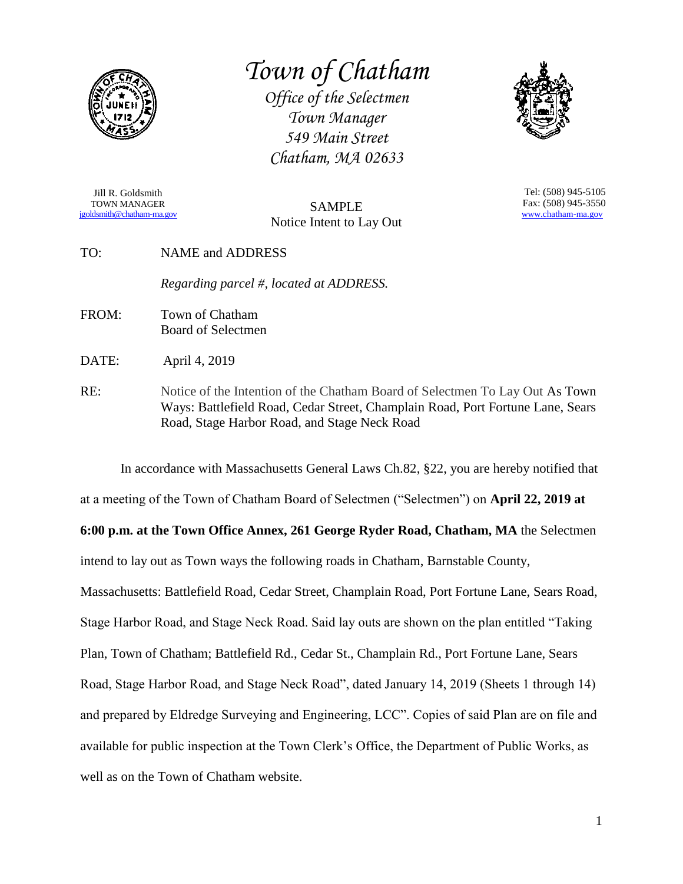# *Town of Chatham*

*Office of the Selectmen*
*Town Manager*
*549 Main Street*
*Chatham, MA 02633*

Jill R. Goldsmith
TOWN MANAGER
jgoldsmith@chatham-ma.gov

Tel: (508) 945-5105
Fax: (508) 945-3550
www.chatham-ma.gov

SAMPLE
Notice Intent to Lay Out

TO: NAME and ADDRESS

*Regarding parcel #, located at ADDRESS.*

FROM: Town of Chatham
Board of Selectmen

DATE: April 4, 2019

RE: Notice of the Intention of the Chatham Board of Selectmen To Lay Out As Town Ways: Battlefield Road, Cedar Street, Champlain Road, Port Fortune Lane, Sears Road, Stage Harbor Road, and Stage Neck Road

In accordance with Massachusetts General Laws Ch.82, §22, you are hereby notified that at a meeting of the Town of Chatham Board of Selectmen ("Selectmen") on **April 22, 2019 at 6:00 p.m. at the Town Office Annex, 261 George Ryder Road, Chatham, MA** the Selectmen intend to lay out as Town ways the following roads in Chatham, Barnstable County, Massachusetts: Battlefield Road, Cedar Street, Champlain Road, Port Fortune Lane, Sears Road, Stage Harbor Road, and Stage Neck Road. Said lay outs are shown on the plan entitled "Taking Plan, Town of Chatham; Battlefield Rd., Cedar St., Champlain Rd., Port Fortune Lane, Sears Road, Stage Harbor Road, and Stage Neck Road", dated January 14, 2019 (Sheets 1 through 14) and prepared by Eldredge Surveying and Engineering, LCC". Copies of said Plan are on file and available for public inspection at the Town Clerk's Office, the Department of Public Works, as well as on the Town of Chatham website.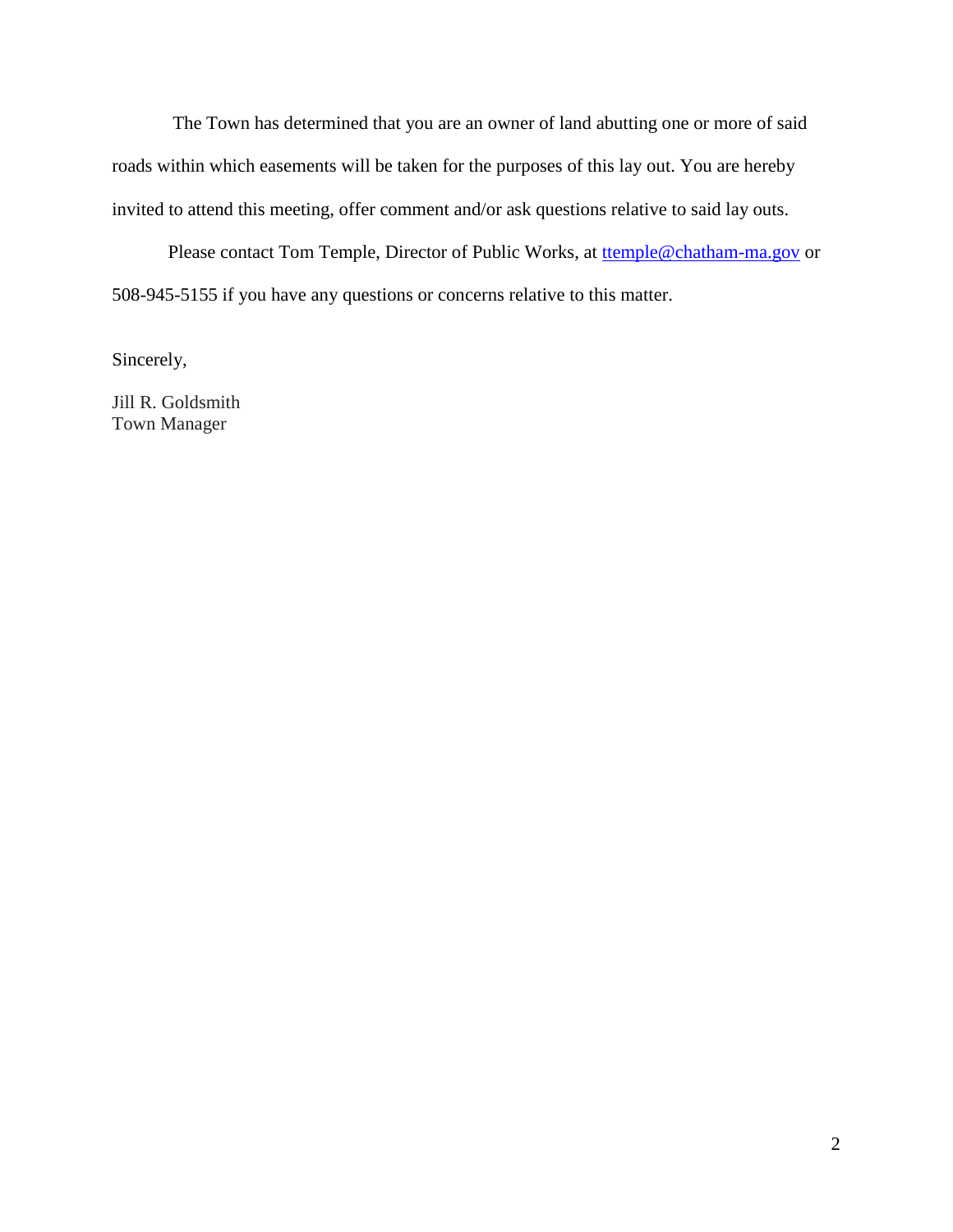The Town has determined that you are an owner of land abutting one or more of said roads within which easements will be taken for the purposes of this lay out. You are hereby invited to attend this meeting, offer comment and/or ask questions relative to said lay outs.

Please contact Tom Temple, Director of Public Works, at ttemple@chatham-ma.gov or 508-945-5155 if you have any questions or concerns relative to this matter.

Sincerely,

Jill R. Goldsmith
Town Manager